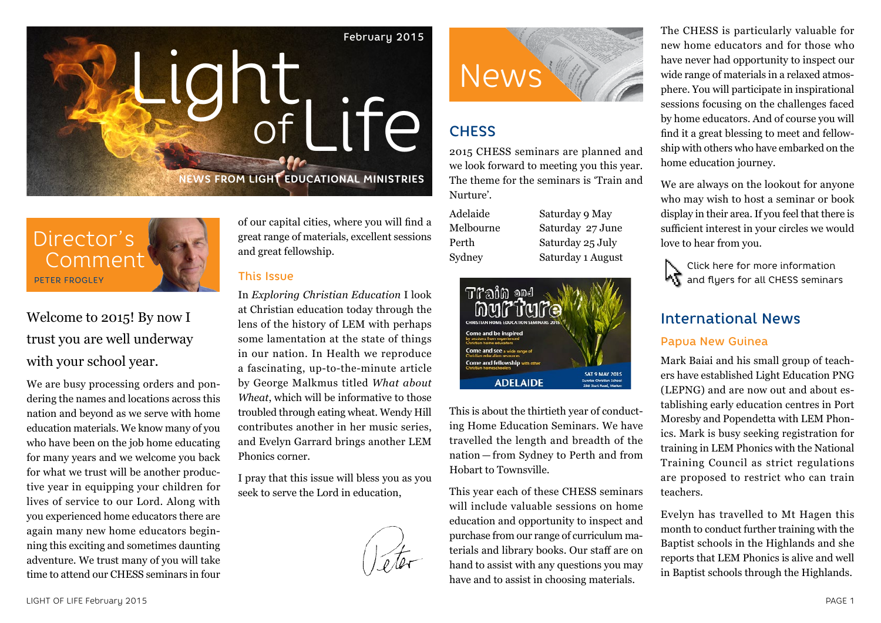# Light of Life

February 2015

NEWS FROM LIGHT EDUCATIONAL MINISTRIES

## Director's Comment

PETER FROGLEY

Welcome to 2015! By now I trust you are well underway with your school year.

We are busy processing orders and pondering the names and locations across this nation and beyond as we serve with home education materials. We know many of you who have been on the job home educating for many years and we welcome you back for what we trust will be another productive year in equipping your children for lives of service to our Lord. Along with you experienced home educators there are again many new home educators beginning this exciting and sometimes daunting adventure. We trust many of you will take time to attend our CHESS seminars in four of our capital cities, where you will find a great range of materials, excellent sessions and great fellowship.

### This Issue

In *Exploring Christian Education* I look at Christian education today through the lens of the history of LEM with perhaps some lamentation at the state of things in our nation. In Health we reproduce a fascinating, up-to-the-minute article by George Malkmus titled *What about Wheat*, which will be informative to those troubled through eating wheat. Wendy Hill contributes another in her music series, and Evelyn Garrard brings another LEM Phonics corner.

I pray that this issue will bless you as you seek to serve the Lord in education,

Peter

## News

### CHESS

2015 CHESS seminars are planned and we look forward to meeting you this year. The theme for the seminars is 'Train and Nurture'.

| | |
|---|---|
| Adelaide | Saturday 9 May |
| Melbourne | Saturday 27 June |
| Perth | Saturday 25 July |
| Sydney | Saturday 1 August |

Train and nurture
CHRISTIAN HOME EDUCATION SEMINARS 2015
Come and be inspired by sessions from experienced Christian home educators
Come and see a wide range of Christian education resources
Come and fellowship with other Christian homeschoolers
ADELAIDE
SAT 9 MAY 2015
Sunrise Christian School
286 Sturt Road, Marion

This is about the thirtieth year of conducting Home Education Seminars. We have travelled the length and breadth of the nation—from Sydney to Perth and from Hobart to Townsville.

This year each of these CHESS seminars will include valuable sessions on home education and opportunity to inspect and purchase from our range of curriculum materials and library books. Our staff are on hand to assist with any questions you may have and to assist in choosing materials.

The CHESS is particularly valuable for new home educators and for those who have never had opportunity to inspect our wide range of materials in a relaxed atmosphere. You will participate in inspirational sessions focusing on the challenges faced by home educators. And of course you will find it a great blessing to meet and fellowship with others who have embarked on the home education journey.

We are always on the lookout for anyone who may wish to host a seminar or book display in their area. If you feel that there is sufficient interest in your circles we would love to hear from you.

Click here for more information and flyers for all CHESS seminars

## International News

### Papua New Guinea

Mark Baiai and his small group of teachers have established Light Education PNG (LEPNG) and are now out and about establishing early education centres in Port Moresby and Popendetta with LEM Phonics. Mark is busy seeking registration for training in LEM Phonics with the National Training Council as strict regulations are proposed to restrict who can train teachers.

Evelyn has travelled to Mt Hagen this month to conduct further training with the Baptist schools in the Highlands and she reports that LEM Phonics is alive and well in Baptist schools through the Highlands.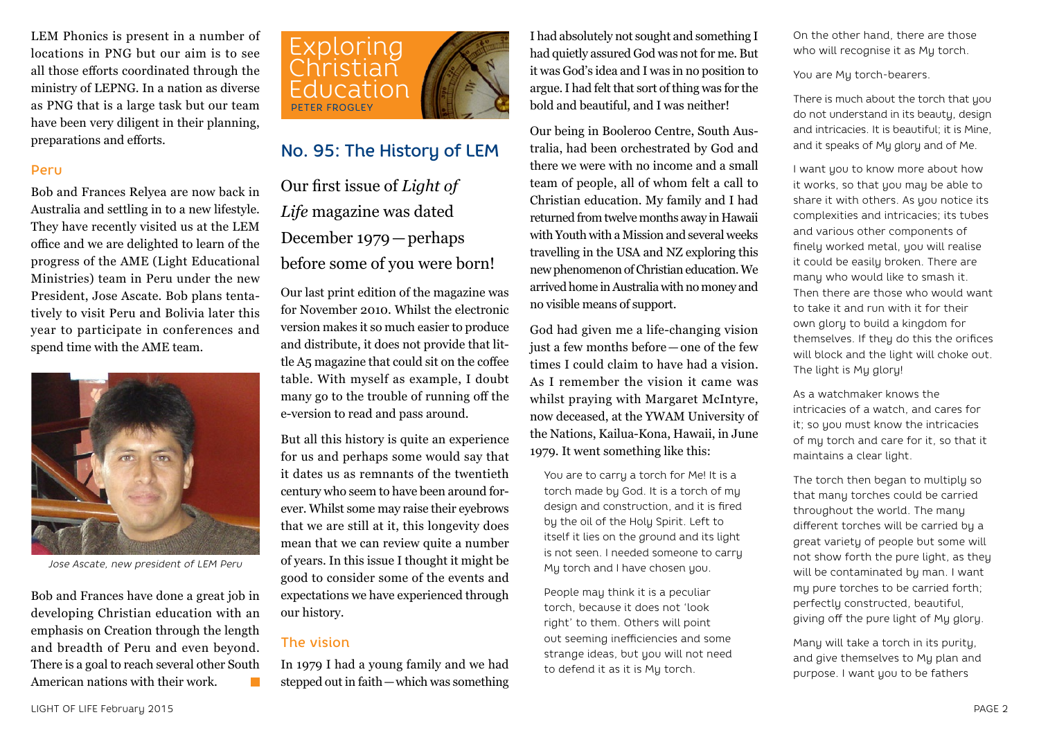LEM Phonics is present in a number of locations in PNG but our aim is to see all those efforts coordinated through the ministry of LEPNG. In a nation as diverse as PNG that is a large task but our team have been very diligent in their planning, preparations and efforts.

### Peru

Bob and Frances Relyea are now back in Australia and settling in to a new lifestyle. They have recently visited us at the LEM office and we are delighted to learn of the progress of the AME (Light Educational Ministries) team in Peru under the new President, Jose Ascate. Bob plans tentatively to visit Peru and Bolivia later this year to participate in conferences and spend time with the AME team.

*Jose Ascate, new president of LEM Peru*

Bob and Frances have done a great job in developing Christian education with an emphasis on Creation through the length and breadth of Peru and even beyond. There is a goal to reach several other South American nations with their work.

# Exploring Christian Education

PETER FROGLEY

## No. 95: The History of LEM

Our first issue of *Light of Life* magazine was dated December 1979—perhaps before some of you were born!

Our last print edition of the magazine was for November 2010. Whilst the electronic version makes it so much easier to produce and distribute, it does not provide that little A5 magazine that could sit on the coffee table. With myself as example, I doubt many go to the trouble of running off the e-version to read and pass around.

But all this history is quite an experience for us and perhaps some would say that it dates us as remnants of the twentieth century who seem to have been around forever. Whilst some may raise their eyebrows that we are still at it, this longevity does mean that we can review quite a number of years. In this issue I thought it might be good to consider some of the events and expectations we have experienced through our history.

### The vision

In 1979 I had a young family and we had stepped out in faith—which was something I had absolutely not sought and something I had quietly assured God was not for me. But it was God's idea and I was in no position to argue. I had felt that sort of thing was for the bold and beautiful, and I was neither!

Our being in Booleroo Centre, South Australia, had been orchestrated by God and there we were with no income and a small team of people, all of whom felt a call to Christian education. My family and I had returned from twelve months away in Hawaii with Youth with a Mission and several weeks travelling in the USA and NZ exploring this new phenomenon of Christian education. We arrived home in Australia with no money and no visible means of support.

God had given me a life-changing vision just a few months before—one of the few times I could claim to have had a vision. As I remember the vision it came was whilst praying with Margaret McIntyre, now deceased, at the YWAM University of the Nations, Kailua-Kona, Hawaii, in June 1979. It went something like this:

> You are to carry a torch for Me! It is a torch made by God. It is a torch of my design and construction, and it is fired by the oil of the Holy Spirit. Left to itself it lies on the ground and its light is not seen. I needed someone to carry My torch and I have chosen you.
>
> People may think it is a peculiar torch, because it does not 'look right' to them. Others will point out seeming inefficiencies and some strange ideas, but you will not need to defend it as it is My torch.
>
> On the other hand, there are those who will recognise it as My torch.
>
> You are My torch-bearers.
>
> There is much about the torch that you do not understand in its beauty, design and intricacies. It is beautiful; it is Mine, and it speaks of My glory and of Me.
>
> I want you to know more about how it works, so that you may be able to share it with others. As you notice its complexities and intricacies; its tubes and various other components of finely worked metal, you will realise it could be easily broken. There are many who would like to smash it. Then there are those who would want to take it and run with it for their own glory to build a kingdom for themselves. If they do this the orifices will block and the light will choke out. The light is My glory!
>
> As a watchmaker knows the intricacies of a watch, and cares for it; so you must know the intricacies of my torch and care for it, so that it maintains a clear light.
>
> The torch then began to multiply so that many torches could be carried throughout the world. The many different torches will be carried by a great variety of people but some will not show forth the pure light, as they will be contaminated by man. I want my pure torches to be carried forth; perfectly constructed, beautiful, giving off the pure light of My glory.
>
> Many will take a torch in its purity, and give themselves to My plan and purpose. I want you to be fathers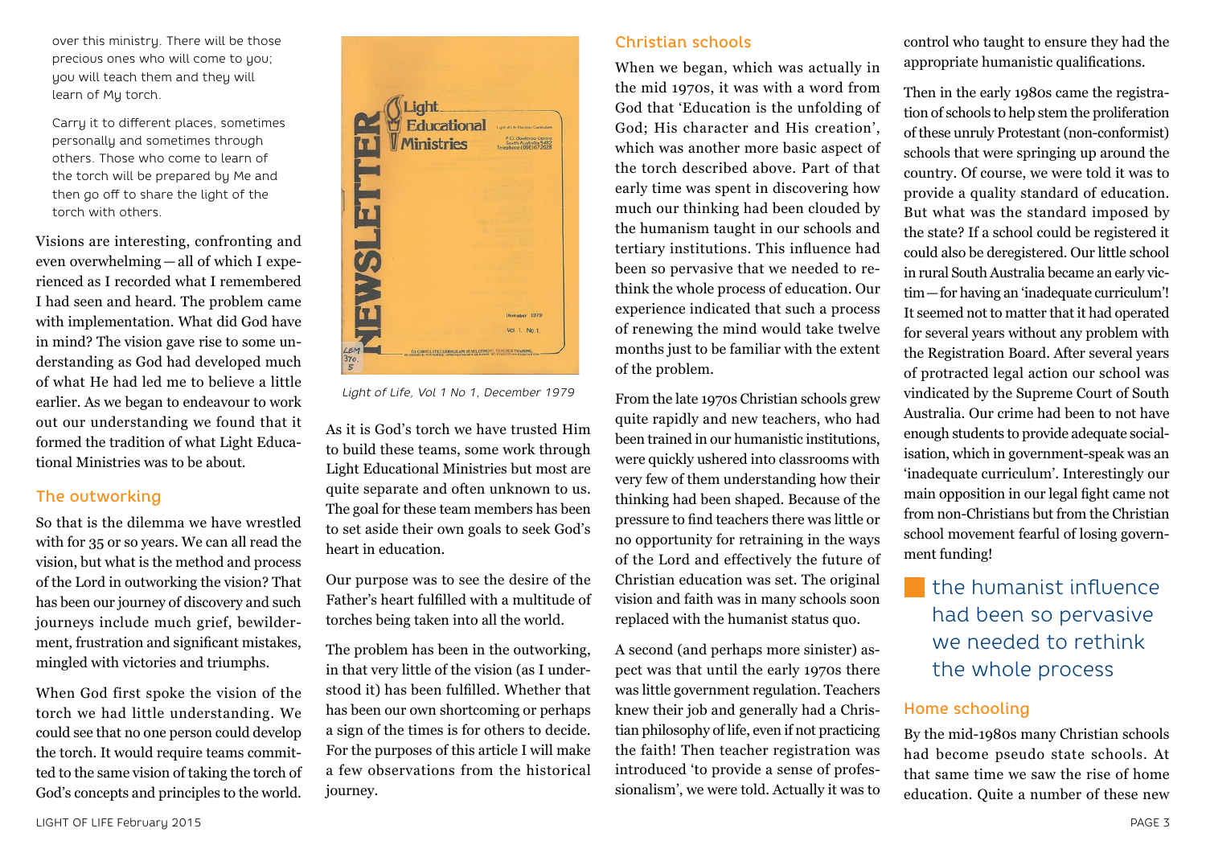over this ministry. There will be those precious ones who will come to you; you will teach them and they will learn of My torch.

Carry it to different places, sometimes personally and sometimes through others. Those who come to learn of the torch will be prepared by Me and then go off to share the light of the torch with others.

Visions are interesting, confronting and even overwhelming — all of which I experienced as I recorded what I remembered I had seen and heard. The problem came with implementation. What did God have in mind? The vision gave rise to some understanding as God had developed much of what He had led me to believe a little earlier. As we began to endeavour to work out our understanding we found that it formed the tradition of what Light Educational Ministries was to be about.

## The outworking

So that is the dilemma we have wrestled with for 35 or so years. We can all read the vision, but what is the method and process of the Lord in outworking the vision? That has been our journey of discovery and such journeys include much grief, bewilderment, frustration and significant mistakes, mingled with victories and triumphs.

When God first spoke the vision of the torch we had little understanding. We could see that no one person could develop the torch. It would require teams committed to the same vision of taking the torch of God's concepts and principles to the world.

*Light of Life, Vol 1 No 1, December 1979*

As it is God's torch we have trusted Him to build these teams, some work through Light Educational Ministries but most are quite separate and often unknown to us. The goal for these team members has been to set aside their own goals to seek God's heart in education.

Our purpose was to see the desire of the Father's heart fulfilled with a multitude of torches being taken into all the world.

The problem has been in the outworking, in that very little of the vision (as I understood it) has been fulfilled. Whether that has been our own shortcoming or perhaps a sign of the times is for others to decide. For the purposes of this article I will make a few observations from the historical journey.

## Christian schools

When we began, which was actually in the mid 1970s, it was with a word from God that 'Education is the unfolding of God; His character and His creation', which was another more basic aspect of the torch described above. Part of that early time was spent in discovering how much our thinking had been clouded by the humanism taught in our schools and tertiary institutions. This influence had been so pervasive that we needed to rethink the whole process of education. Our experience indicated that such a process of renewing the mind would take twelve months just to be familiar with the extent of the problem.

From the late 1970s Christian schools grew quite rapidly and new teachers, who had been trained in our humanistic institutions, were quickly ushered into classrooms with very few of them understanding how their thinking had been shaped. Because of the pressure to find teachers there was little or no opportunity for retraining in the ways of the Lord and effectively the future of Christian education was set. The original vision and faith was in many schools soon replaced with the humanist status quo.

A second (and perhaps more sinister) aspect was that until the early 1970s there was little government regulation. Teachers knew their job and generally had a Christian philosophy of life, even if not practicing the faith! Then teacher registration was introduced 'to provide a sense of professionalism', we were told. Actually it was to control who taught to ensure they had the appropriate humanistic qualifications.

Then in the early 1980s came the registration of schools to help stem the proliferation of these unruly Protestant (non-conformist) schools that were springing up around the country. Of course, we were told it was to provide a quality standard of education. But what was the standard imposed by the state? If a school could be registered it could also be deregistered. Our little school in rural South Australia became an early victim — for having an 'inadequate curriculum'! It seemed not to matter that it had operated for several years without any problem with the Registration Board. After several years of protracted legal action our school was vindicated by the Supreme Court of South Australia. Our crime had been to not have enough students to provide adequate socialisation, which in government-speak was an 'inadequate curriculum'. Interestingly our main opposition in our legal fight came not from non-Christians but from the Christian school movement fearful of losing government funding!

> the humanist influence had been so pervasive we needed to rethink the whole process

## Home schooling

By the mid-1980s many Christian schools had become pseudo state schools. At that same time we saw the rise of home education. Quite a number of these new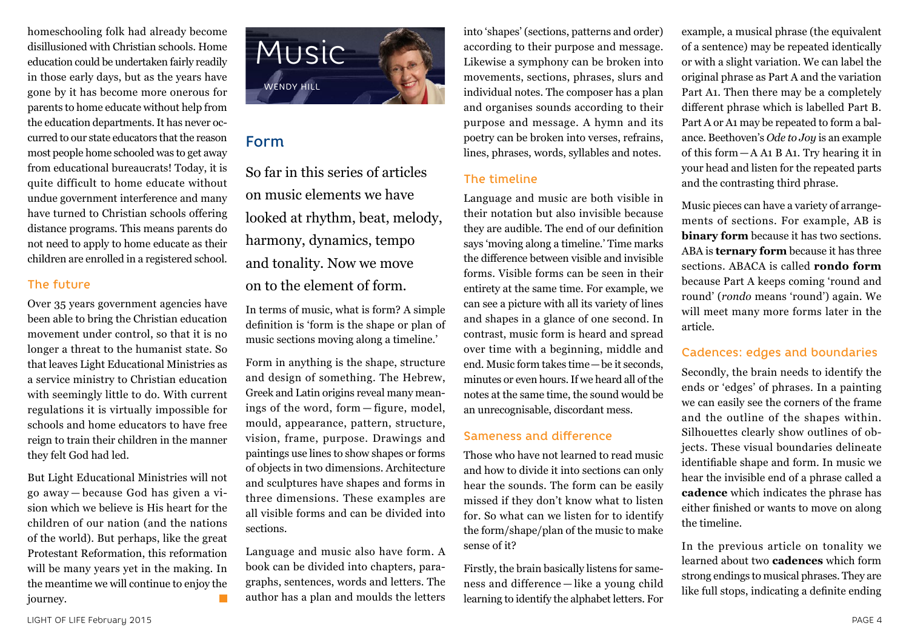homeschooling folk had already become disillusioned with Christian schools. Home education could be undertaken fairly readily in those early days, but as the years have gone by it has become more onerous for parents to home educate without help from the education departments. It has never occurred to our state educators that the reason most people home schooled was to get away from educational bureaucrats! Today, it is quite difficult to home educate without undue government interference and many have turned to Christian schools offering distance programs. This means parents do not need to apply to home educate as their children are enrolled in a registered school.

### The future

Over 35 years government agencies have been able to bring the Christian education movement under control, so that it is no longer a threat to the humanist state. So that leaves Light Educational Ministries as a service ministry to Christian education with seemingly little to do. With current regulations it is virtually impossible for schools and home educators to have free reign to train their children in the manner they felt God had led.

But Light Educational Ministries will not go away — because God has given a vision which we believe is His heart for the children of our nation (and the nations of the world). But perhaps, like the great Protestant Reformation, this reformation will be many years yet in the making. In the meantime we will continue to enjoy the journey.

# Music

WENDY HILL

## Form

So far in this series of articles on music elements we have looked at rhythm, beat, melody, harmony, dynamics, tempo and tonality. Now we move on to the element of form.

In terms of music, what is form? A simple definition is 'form is the shape or plan of music sections moving along a timeline.'

Form in anything is the shape, structure and design of something. The Hebrew, Greek and Latin origins reveal many meanings of the word, form — figure, model, mould, appearance, pattern, structure, vision, frame, purpose. Drawings and paintings use lines to show shapes or forms of objects in two dimensions. Architecture and sculptures have shapes and forms in three dimensions. These examples are all visible forms and can be divided into sections.

Language and music also have form. A book can be divided into chapters, paragraphs, sentences, words and letters. The author has a plan and moulds the letters into 'shapes' (sections, patterns and order) according to their purpose and message. Likewise a symphony can be broken into movements, sections, phrases, slurs and individual notes. The composer has a plan and organises sounds according to their purpose and message. A hymn and its poetry can be broken into verses, refrains, lines, phrases, words, syllables and notes.

### The timeline

Language and music are both visible in their notation but also invisible because they are audible. The end of our definition says 'moving along a timeline.' Time marks the difference between visible and invisible forms. Visible forms can be seen in their entirety at the same time. For example, we can see a picture with all its variety of lines and shapes in a glance of one second. In contrast, music form is heard and spread over time with a beginning, middle and end. Music form takes time — be it seconds, minutes or even hours. If we heard all of the notes at the same time, the sound would be an unrecognisable, discordant mess.

### Sameness and difference

Those who have not learned to read music and how to divide it into sections can only hear the sounds. The form can be easily missed if they don't know what to listen for. So what can we listen for to identify the form/shape/plan of the music to make sense of it?

Firstly, the brain basically listens for sameness and difference — like a young child learning to identify the alphabet letters. For example, a musical phrase (the equivalent of a sentence) may be repeated identically or with a slight variation. We can label the original phrase as Part A and the variation Part A1. Then there may be a completely different phrase which is labelled Part B. Part A or A1 may be repeated to form a balance. Beethoven's *Ode to Joy* is an example of this form — A A1 B A1. Try hearing it in your head and listen for the repeated parts and the contrasting third phrase.

Music pieces can have a variety of arrangements of sections. For example, AB is **binary form** because it has two sections. ABA is **ternary form** because it has three sections. ABACA is called **rondo form** because Part A keeps coming 'round and round' (*rondo* means 'round') again. We will meet many more forms later in the article.

### Cadences: edges and boundaries

Secondly, the brain needs to identify the ends or 'edges' of phrases. In a painting we can easily see the corners of the frame and the outline of the shapes within. Silhouettes clearly show outlines of objects. These visual boundaries delineate identifiable shape and form. In music we hear the invisible end of a phrase called a **cadence** which indicates the phrase has either finished or wants to move on along the timeline.

In the previous article on tonality we learned about two **cadences** which form strong endings to musical phrases. They are like full stops, indicating a definite ending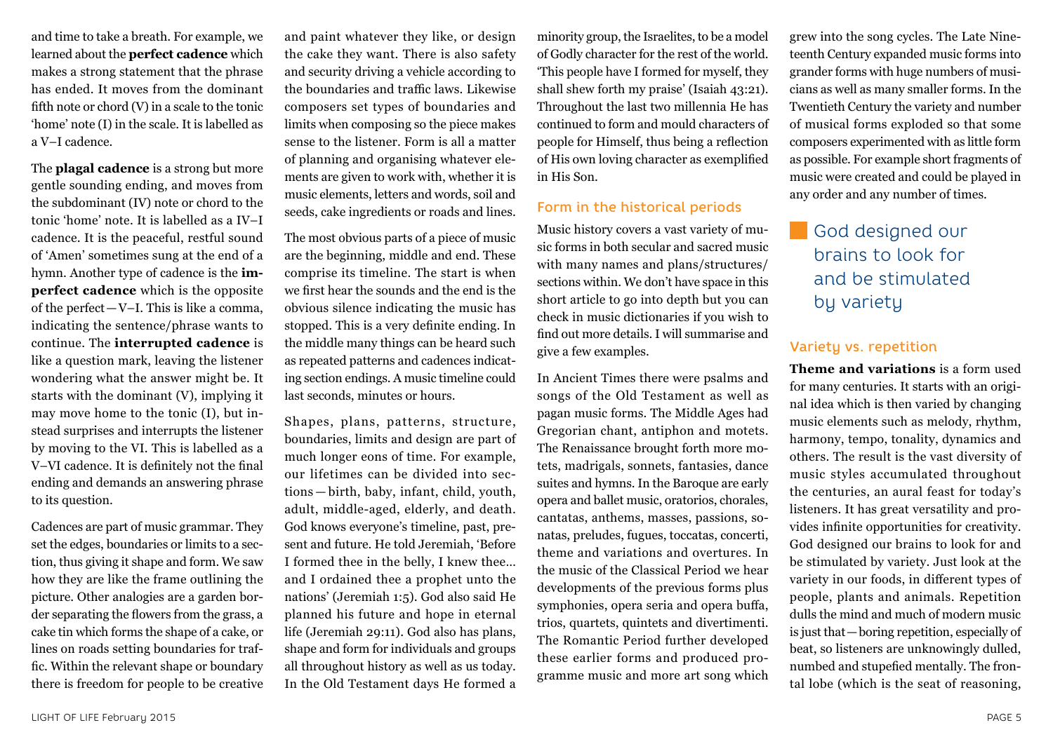and time to take a breath. For example, we learned about the **perfect cadence** which makes a strong statement that the phrase has ended. It moves from the dominant fifth note or chord (V) in a scale to the tonic 'home' note (I) in the scale. It is labelled as a V–I cadence.

The **plagal cadence** is a strong but more gentle sounding ending, and moves from the subdominant (IV) note or chord to the tonic 'home' note. It is labelled as a IV–I cadence. It is the peaceful, restful sound of 'Amen' sometimes sung at the end of a hymn. Another type of cadence is the **imperfect cadence** which is the opposite of the perfect—V–I. This is like a comma, indicating the sentence/phrase wants to continue. The **interrupted cadence** is like a question mark, leaving the listener wondering what the answer might be. It starts with the dominant (V), implying it may move home to the tonic (I), but instead surprises and interrupts the listener by moving to the VI. This is labelled as a V–VI cadence. It is definitely not the final ending and demands an answering phrase to its question.

Cadences are part of music grammar. They set the edges, boundaries or limits to a section, thus giving it shape and form. We saw how they are like the frame outlining the picture. Other analogies are a garden border separating the flowers from the grass, a cake tin which forms the shape of a cake, or lines on roads setting boundaries for traffic. Within the relevant shape or boundary there is freedom for people to be creative and paint whatever they like, or design the cake they want. There is also safety and security driving a vehicle according to the boundaries and traffic laws. Likewise composers set types of boundaries and limits when composing so the piece makes sense to the listener. Form is all a matter of planning and organising whatever elements are given to work with, whether it is music elements, letters and words, soil and seeds, cake ingredients or roads and lines.

The most obvious parts of a piece of music are the beginning, middle and end. These comprise its timeline. The start is when we first hear the sounds and the end is the obvious silence indicating the music has stopped. This is a very definite ending. In the middle many things can be heard such as repeated patterns and cadences indicating section endings. A music timeline could last seconds, minutes or hours.

Shapes, plans, patterns, structure, boundaries, limits and design are part of much longer eons of time. For example, our lifetimes can be divided into sections—birth, baby, infant, child, youth, adult, middle-aged, elderly, and death. God knows everyone's timeline, past, present and future. He told Jeremiah, 'Before I formed thee in the belly, I knew thee… and I ordained thee a prophet unto the nations' (Jeremiah 1:5). God also said He planned his future and hope in eternal life (Jeremiah 29:11). God also has plans, shape and form for individuals and groups all throughout history as well as us today. In the Old Testament days He formed a minority group, the Israelites, to be a model of Godly character for the rest of the world. 'This people have I formed for myself, they shall shew forth my praise' (Isaiah 43:21). Throughout the last two millennia He has continued to form and mould characters of people for Himself, thus being a reflection of His own loving character as exemplified in His Son.

## Form in the historical periods

Music history covers a vast variety of music forms in both secular and sacred music with many names and plans/structures/sections within. We don't have space in this short article to go into depth but you can check in music dictionaries if you wish to find out more details. I will summarise and give a few examples.

In Ancient Times there were psalms and songs of the Old Testament as well as pagan music forms. The Middle Ages had Gregorian chant, antiphon and motets. The Renaissance brought forth more motets, madrigals, sonnets, fantasies, dance suites and hymns. In the Baroque are early opera and ballet music, oratorios, chorales, cantatas, anthems, masses, passions, sonatas, preludes, fugues, toccatas, concerti, theme and variations and overtures. In the music of the Classical Period we hear developments of the previous forms plus symphonies, opera seria and opera buffa, trios, quartets, quintets and divertimenti. The Romantic Period further developed these earlier forms and produced programme music and more art song which grew into the song cycles. The Late Nineteenth Century expanded music forms into grander forms with huge numbers of musicians as well as many smaller forms. In the Twentieth Century the variety and number of musical forms exploded so that some composers experimented with as little form as possible. For example short fragments of music were created and could be played in any order and any number of times.

> God designed our brains to look for and be stimulated by variety

## Variety vs. repetition

**Theme and variations** is a form used for many centuries. It starts with an original idea which is then varied by changing music elements such as melody, rhythm, harmony, tempo, tonality, dynamics and others. The result is the vast diversity of music styles accumulated throughout the centuries, an aural feast for today's listeners. It has great versatility and provides infinite opportunities for creativity. God designed our brains to look for and be stimulated by variety. Just look at the variety in our foods, in different types of people, plants and animals. Repetition dulls the mind and much of modern music is just that—boring repetition, especially of beat, so listeners are unknowingly dulled, numbed and stupefied mentally. The frontal lobe (which is the seat of reasoning,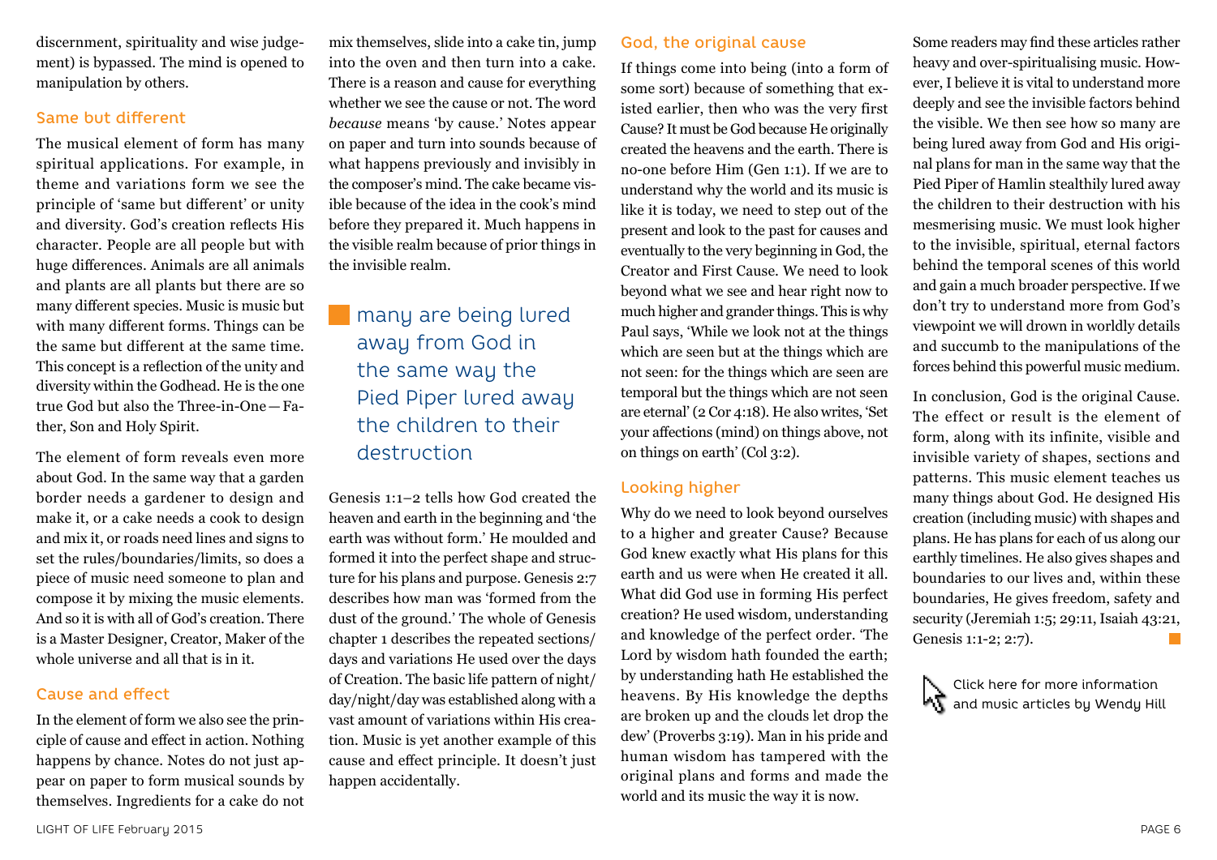discernment, spirituality and wise judgement) is bypassed. The mind is opened to manipulation by others.

## Same but different

The musical element of form has many spiritual applications. For example, in theme and variations form we see the principle of 'same but different' or unity and diversity. God's creation reflects His character. People are all people but with huge differences. Animals are all animals and plants are all plants but there are so many different species. Music is music but with many different forms. Things can be the same but different at the same time. This concept is a reflection of the unity and diversity within the Godhead. He is the one true God but also the Three-in-One — Father, Son and Holy Spirit.

The element of form reveals even more about God. In the same way that a garden border needs a gardener to design and make it, or a cake needs a cook to design and mix it, or roads need lines and signs to set the rules/boundaries/limits, so does a piece of music need someone to plan and compose it by mixing the music elements. And so it is with all of God's creation. There is a Master Designer, Creator, Maker of the whole universe and all that is in it.

## Cause and effect

In the element of form we also see the principle of cause and effect in action. Nothing happens by chance. Notes do not just appear on paper to form musical sounds by themselves. Ingredients for a cake do not mix themselves, slide into a cake tin, jump into the oven and then turn into a cake. There is a reason and cause for everything whether we see the cause or not. The word *because* means 'by cause.' Notes appear on paper and turn into sounds because of what happens previously and invisibly in the composer's mind. The cake became visible because of the idea in the cook's mind before they prepared it. Much happens in the visible realm because of prior things in the invisible realm.

> many are being lured away from God in the same way the Pied Piper lured away the children to their destruction

Genesis 1:1–2 tells how God created the heaven and earth in the beginning and 'the earth was without form.' He moulded and formed it into the perfect shape and structure for his plans and purpose. Genesis 2:7 describes how man was 'formed from the dust of the ground.' The whole of Genesis chapter 1 describes the repeated sections/days and variations He used over the days of Creation. The basic life pattern of night/day/night/day was established along with a vast amount of variations within His creation. Music is yet another example of this cause and effect principle. It doesn't just happen accidentally.

## God, the original cause

If things come into being (into a form of some sort) because of something that existed earlier, then who was the very first Cause? It must be God because He originally created the heavens and the earth. There is no-one before Him (Gen 1:1). If we are to understand why the world and its music is like it is today, we need to step out of the present and look to the past for causes and eventually to the very beginning in God, the Creator and First Cause. We need to look beyond what we see and hear right now to much higher and grander things. This is why Paul says, 'While we look not at the things which are seen but at the things which are not seen: for the things which are seen are temporal but the things which are not seen are eternal' (2 Cor 4:18). He also writes, 'Set your affections (mind) on things above, not on things on earth' (Col 3:2).

## Looking higher

Why do we need to look beyond ourselves to a higher and greater Cause? Because God knew exactly what His plans for this earth and us were when He created it all. What did God use in forming His perfect creation? He used wisdom, understanding and knowledge of the perfect order. 'The Lord by wisdom hath founded the earth; by understanding hath He established the heavens. By His knowledge the depths are broken up and the clouds let drop the dew' (Proverbs 3:19). Man in his pride and human wisdom has tampered with the original plans and forms and made the world and its music the way it is now.

Some readers may find these articles rather heavy and over-spiritualising music. However, I believe it is vital to understand more deeply and see the invisible factors behind the visible. We then see how so many are being lured away from God and His original plans for man in the same way that the Pied Piper of Hamlin stealthily lured away the children to their destruction with his mesmerising music. We must look higher to the invisible, spiritual, eternal factors behind the temporal scenes of this world and gain a much broader perspective. If we don't try to understand more from God's viewpoint we will drown in worldly details and succumb to the manipulations of the forces behind this powerful music medium.

In conclusion, God is the original Cause. The effect or result is the element of form, along with its infinite, visible and invisible variety of shapes, sections and patterns. This music element teaches us many things about God. He designed His creation (including music) with shapes and plans. He has plans for each of us along our earthly timelines. He also gives shapes and boundaries to our lives and, within these boundaries, He gives freedom, safety and security (Jeremiah 1:5; 29:11, Isaiah 43:21, Genesis 1:1-2; 2:7).

Click here for more information and music articles by Wendy Hill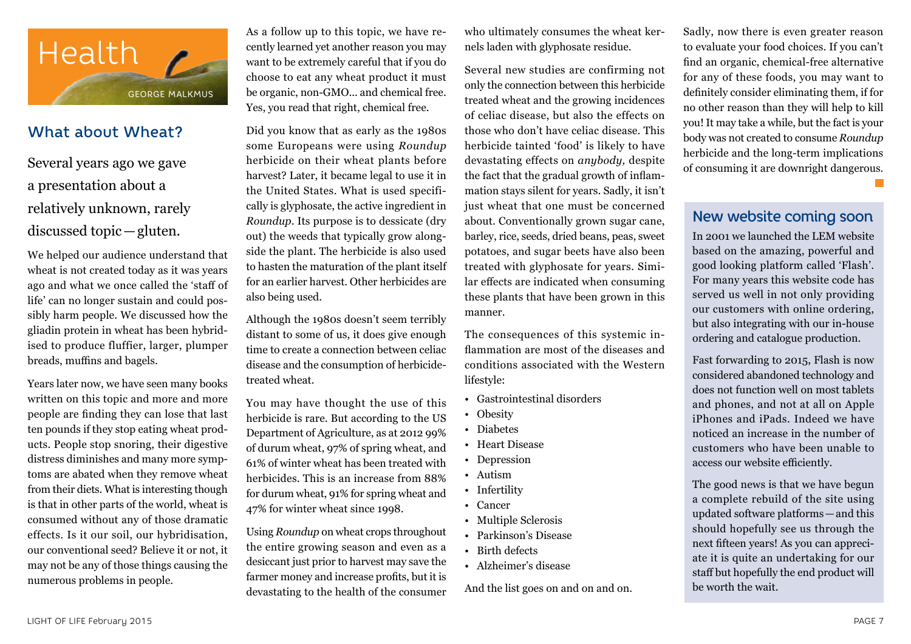# Health

GEORGE MALKMUS

## What about Wheat?

Several years ago we gave a presentation about a relatively unknown, rarely discussed topic—gluten.

We helped our audience understand that wheat is not created today as it was years ago and what we once called the 'staff of life' can no longer sustain and could possibly harm people. We discussed how the gliadin protein in wheat has been hybridised to produce fluffier, larger, plumper breads, muffins and bagels.

Years later now, we have seen many books written on this topic and more and more people are finding they can lose that last ten pounds if they stop eating wheat products. People stop snoring, their digestive distress diminishes and many more symptoms are abated when they remove wheat from their diets. What is interesting though is that in other parts of the world, wheat is consumed without any of those dramatic effects. Is it our soil, our hybridisation, our conventional seed? Believe it or not, it may not be any of those things causing the numerous problems in people.

As a follow up to this topic, we have recently learned yet another reason you may want to be extremely careful that if you do choose to eat any wheat product it must be organic, non-GMO... and chemical free. Yes, you read that right, chemical free.

Did you know that as early as the 1980s some Europeans were using *Roundup* herbicide on their wheat plants before harvest? Later, it became legal to use it in the United States. What is used specifically is glyphosate, the active ingredient in *Roundup*. Its purpose is to dessicate (dry out) the weeds that typically grow alongside the plant. The herbicide is also used to hasten the maturation of the plant itself for an earlier harvest. Other herbicides are also being used.

Although the 1980s doesn't seem terribly distant to some of us, it does give enough time to create a connection between celiac disease and the consumption of herbicide-treated wheat.

You may have thought the use of this herbicide is rare. But according to the US Department of Agriculture, as at 2012 99% of durum wheat, 97% of spring wheat, and 61% of winter wheat has been treated with herbicides. This is an increase from 88% for durum wheat, 91% for spring wheat and 47% for winter wheat since 1998.

Using *Roundup* on wheat crops throughout the entire growing season and even as a desiccant just prior to harvest may save the farmer money and increase profits, but it is devastating to the health of the consumer who ultimately consumes the wheat kernels laden with glyphosate residue.

Several new studies are confirming not only the connection between this herbicide treated wheat and the growing incidences of celiac disease, but also the effects on those who don't have celiac disease. This herbicide tainted 'food' is likely to have devastating effects on *anybody,* despite the fact that the gradual growth of inflammation stays silent for years. Sadly, it isn't just wheat that one must be concerned about. Conventionally grown sugar cane, barley, rice, seeds, dried beans, peas, sweet potatoes, and sugar beets have also been treated with glyphosate for years. Similar effects are indicated when consuming these plants that have been grown in this manner.

The consequences of this systemic inflammation are most of the diseases and conditions associated with the Western lifestyle:

- Gastrointestinal disorders
- Obesity
- Diabetes
- Heart Disease
- Depression
- Autism
- Infertility
- Cancer
- Multiple Sclerosis
- Parkinson's Disease
- Birth defects
- Alzheimer's disease

And the list goes on and on and on.

Sadly, now there is even greater reason to evaluate your food choices. If you can't find an organic, chemical-free alternative for any of these foods, you may want to definitely consider eliminating them, if for no other reason than they will help to kill you! It may take a while, but the fact is your body was not created to consume *Roundup* herbicide and the long-term implications of consuming it are downright dangerous.

## New website coming soon

In 2001 we launched the LEM website based on the amazing, powerful and good looking platform called 'Flash'. For many years this website code has served us well in not only providing our customers with online ordering, but also integrating with our in-house ordering and catalogue production.

Fast forwarding to 2015, Flash is now considered abandoned technology and does not function well on most tablets and phones, and not at all on Apple iPhones and iPads. Indeed we have noticed an increase in the number of customers who have been unable to access our website efficiently.

The good news is that we have begun a complete rebuild of the site using updated software platforms—and this should hopefully see us through the next fifteen years! As you can appreciate it is quite an undertaking for our staff but hopefully the end product will be worth the wait.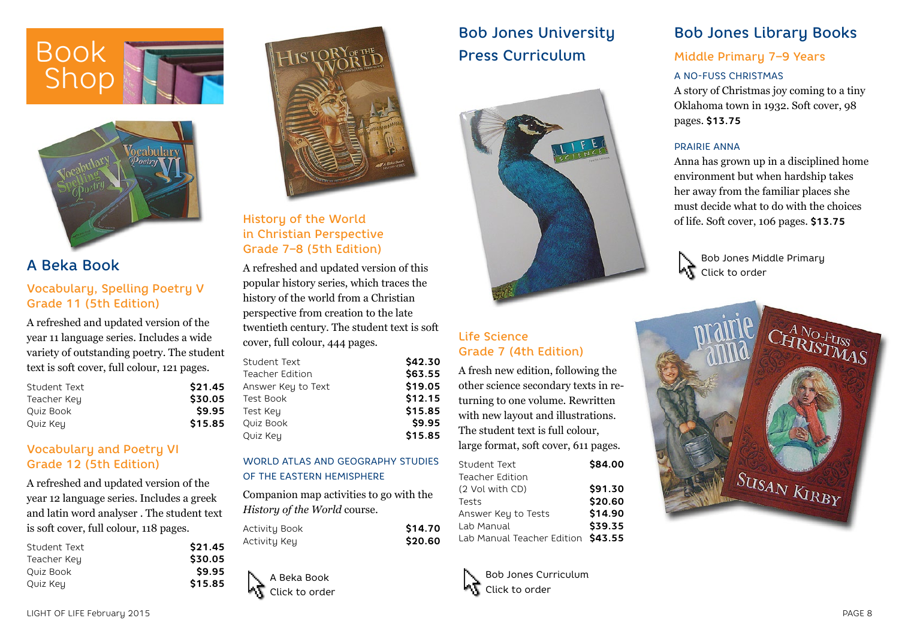# Book Shop

## A Beka Book

### Vocabulary, Spelling Poetry V Grade 11 (5th Edition)

A refreshed and updated version of the year 11 language series. Includes a wide variety of outstanding poetry. The student text is soft cover, full colour, 121 pages.

| | |
|---|---|
| Student Text | **$21.45** |
| Teacher Key | **$30.05** |
| Quiz Book | **$9.95** |
| Quiz Key | **$15.85** |

### Vocabulary and Poetry VI Grade 12 (5th Edition)

A refreshed and updated version of the year 12 language series. Includes a greek and latin word analyser . The student text is soft cover, full colour, 118 pages.

| | |
|---|---|
| Student Text | **$21.45** |
| Teacher Key | **$30.05** |
| Quiz Book | **$9.95** |
| Quiz Key | **$15.85** |

### History of the World in Christian Perspective Grade 7–8 (5th Edition)

A refreshed and updated version of this popular history series, which traces the history of the world from a Christian perspective from creation to the late twentieth century. The student text is soft cover, full colour, 444 pages.

| | |
|---|---|
| Student Text | **$42.30** |
| Teacher Edition | **$63.55** |
| Answer Key to Text | **$19.05** |
| Test Book | **$12.15** |
| Test Key | **$15.85** |
| Quiz Book | **$9.95** |
| Quiz Key | **$15.85** |

#### WORLD ATLAS AND GEOGRAPHY STUDIES OF THE EASTERN HEMISPHERE

Companion map activities to go with the *History of the World* course.

| | |
|---|---|
| Activity Book | **$14.70** |
| Activity Key | **$20.60** |

A Beka Book
Click to order

## Bob Jones University Press Curriculum

### Life Science Grade 7 (4th Edition)

A fresh new edition, following the other science secondary texts in returning to one volume. Rewritten with new layout and illustrations. The student text is full colour, large format, soft cover, 611 pages.

| | |
|---|---|
| Student Text | **$84.00** |
| Teacher Edition (2 Vol with CD) | **$91.30** |
| Tests | **$20.60** |
| Answer Key to Tests | **$14.90** |
| Lab Manual | **$39.35** |
| Lab Manual Teacher Edition | **$43.55** |

Bob Jones Curriculum
Click to order

## Bob Jones Library Books

### Middle Primary 7–9 Years

#### A NO-FUSS CHRISTMAS

A story of Christmas joy coming to a tiny Oklahoma town in 1932. Soft cover, 98 pages. **$13.75**

#### PRAIRIE ANNA

Anna has grown up in a disciplined home environment but when hardship takes her away from the familiar places she must decide what to do with the choices of life. Soft cover, 106 pages. **$13.75**

Bob Jones Middle Primary
Click to order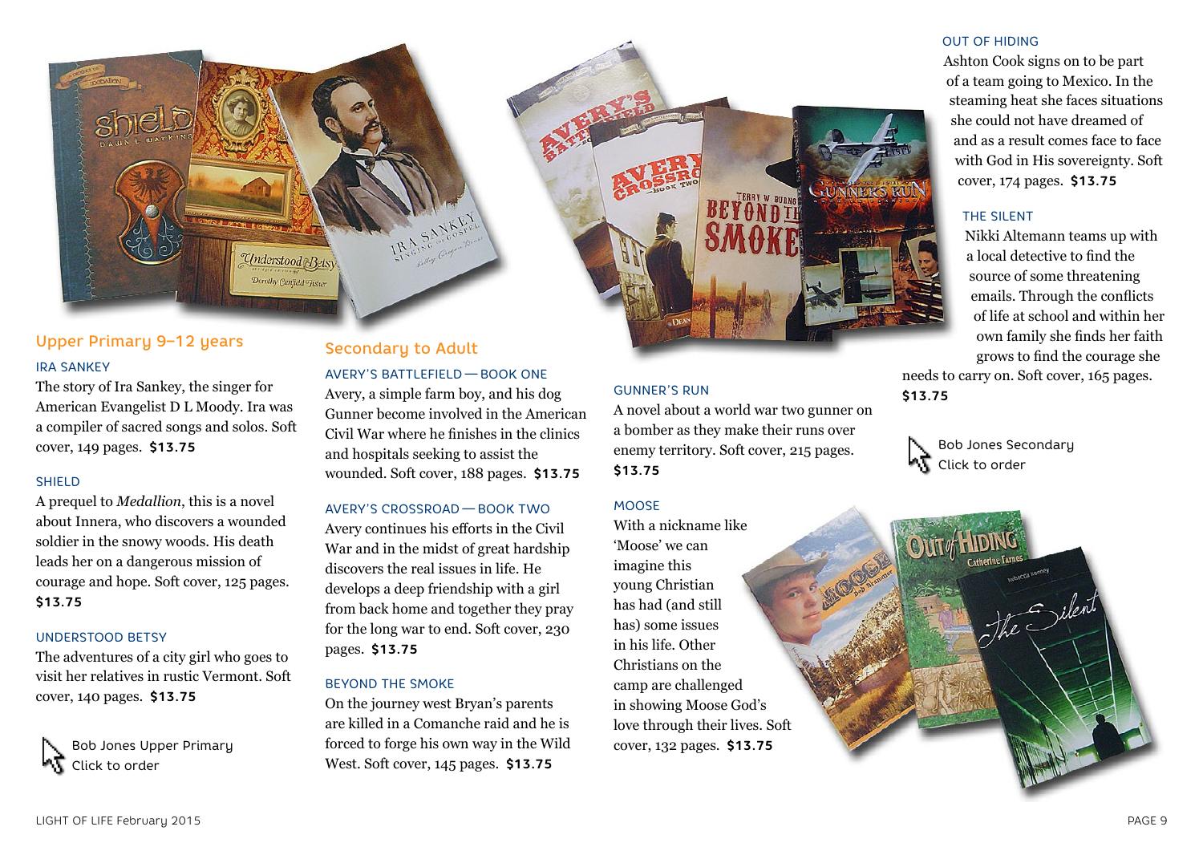## Upper Primary 9–12 years

### IRA SANKEY

The story of Ira Sankey, the singer for American Evangelist D L Moody. Ira was a compiler of sacred songs and solos. Soft cover, 149 pages. **$13.75**

### SHIELD

A prequel to *Medallion*, this is a novel about Innera, who discovers a wounded soldier in the snowy woods. His death leads her on a dangerous mission of courage and hope. Soft cover, 125 pages. **$13.75**

### UNDERSTOOD BETSY

The adventures of a city girl who goes to visit her relatives in rustic Vermont. Soft cover, 140 pages. **$13.75**

Bob Jones Upper Primary
Click to order

## Secondary to Adult

### AVERY'S BATTLEFIELD — BOOK ONE

Avery, a simple farm boy, and his dog Gunner become involved in the American Civil War where he finishes in the clinics and hospitals seeking to assist the wounded. Soft cover, 188 pages. **$13.75**

### AVERY'S CROSSROAD — BOOK TWO

Avery continues his efforts in the Civil War and in the midst of great hardship discovers the real issues in life. He develops a deep friendship with a girl from back home and together they pray for the long war to end. Soft cover, 230 pages. **$13.75**

### BEYOND THE SMOKE

On the journey west Bryan's parents are killed in a Comanche raid and he is forced to forge his own way in the Wild West. Soft cover, 145 pages. **$13.75**

### GUNNER'S RUN

A novel about a world war two gunner on a bomber as they make their runs over enemy territory. Soft cover, 215 pages. **$13.75**

### MOOSE

With a nickname like 'Moose' we can imagine this young Christian has had (and still has) some issues in his life. Other Christians on the camp are challenged in showing Moose God's love through their lives. Soft cover, 132 pages. **$13.75**

### OUT OF HIDING

Ashton Cook signs on to be part of a team going to Mexico. In the steaming heat she faces situations she could not have dreamed of and as a result comes face to face with God in His sovereignty. Soft cover, 174 pages. **$13.75**

### THE SILENT

Nikki Altemann teams up with a local detective to find the source of some threatening emails. Through the conflicts of life at school and within her own family she finds her faith grows to find the courage she needs to carry on. Soft cover, 165 pages. **$13.75**

Bob Jones Secondary
Click to order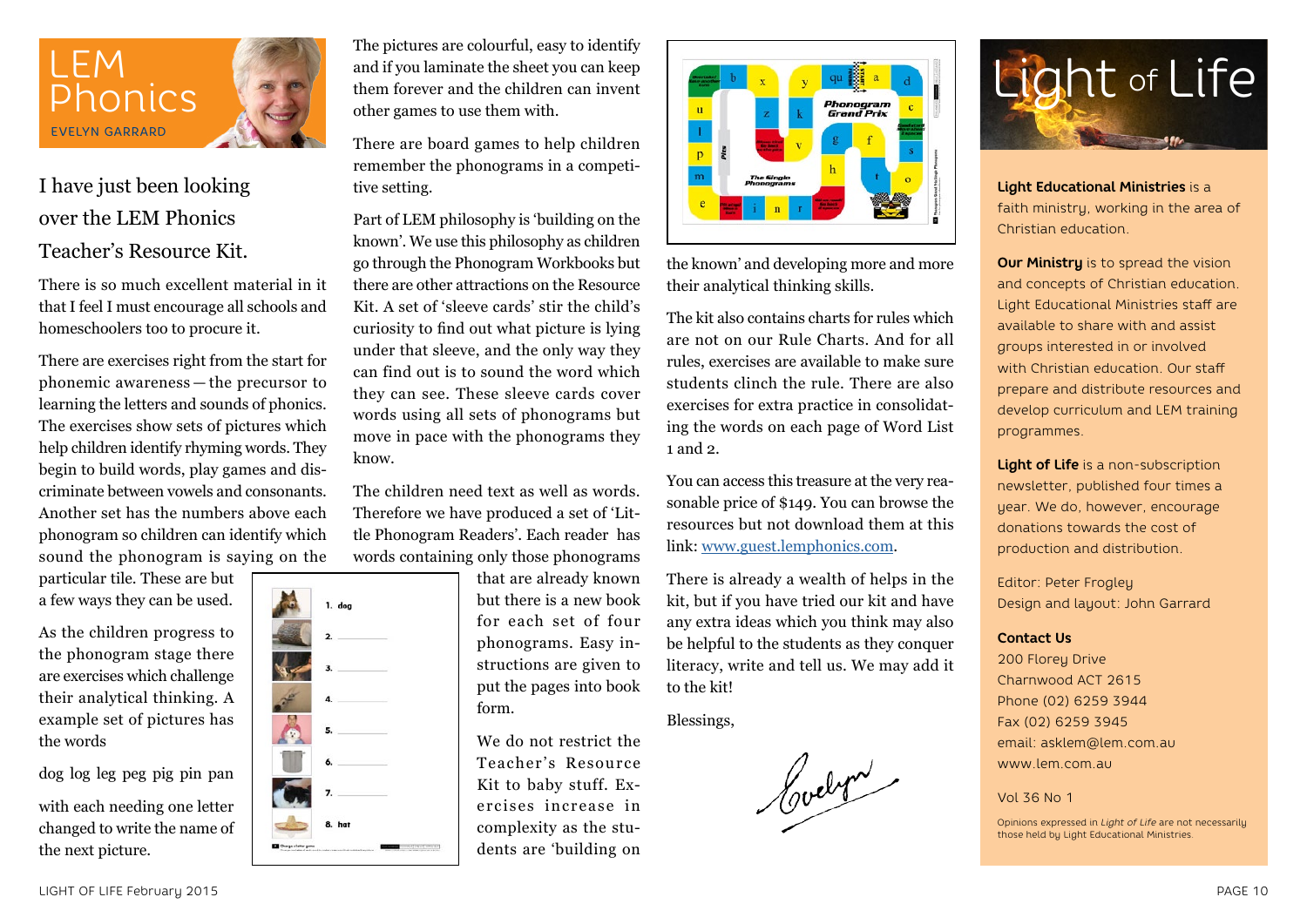# LEM Phonics

EVELYN GARRARD

I have just been looking over the LEM Phonics Teacher's Resource Kit.

There is so much excellent material in it that I feel I must encourage all schools and homeschoolers too to procure it.

There are exercises right from the start for phonemic awareness — the precursor to learning the letters and sounds of phonics. The exercises show sets of pictures which help children identify rhyming words. They begin to build words, play games and discriminate between vowels and consonants. Another set has the numbers above each phonogram so children can identify which sound the phonogram is saying on the particular tile. These are but a few ways they can be used.

As the children progress to the phonogram stage there are exercises which challenge their analytical thinking. A example set of pictures has the words

dog log leg peg pig pin pan

with each needing one letter changed to write the name of the next picture.

1. dog
2.
3.
4.
5.
6.
7.
8. hat

The pictures are colourful, easy to identify and if you laminate the sheet you can keep them forever and the children can invent other games to use them with.

There are board games to help children remember the phonograms in a competitive setting.

Part of LEM philosophy is 'building on the known'. We use this philosophy as children go through the Phonogram Workbooks but there are other attractions on the Resource Kit. A set of 'sleeve cards' stir the child's curiosity to find out what picture is lying under that sleeve, and the only way they can find out is to sound the word which they can see. These sleeve cards cover words using all sets of phonograms but move in pace with the phonograms they know.

The children need text as well as words. Therefore we have produced a set of 'Little Phonogram Readers'. Each reader has words containing only those phonograms that are already known but there is a new book for each set of four phonograms. Easy instructions are given to put the pages into book form.

We do not restrict the Teacher's Resource Kit to baby stuff. Exercises increase in complexity as the students are 'building on the known' and developing more and more their analytical thinking skills.

Phonogram Grand Prix

The Single Phonograms

The kit also contains charts for rules which are not on our Rule Charts. And for all rules, exercises are available to make sure students clinch the rule. There are also exercises for extra practice in consolidating the words on each page of Word List 1 and 2.

You can access this treasure at the very reasonable price of $149. You can browse the resources but not download them at this link: www.guest.lemphonics.com.

There is already a wealth of helps in the kit, but if you have tried our kit and have any extra ideas which you think may also be helpful to the students as they conquer literacy, write and tell us. We may add it to the kit!

Blessings,

Evelyn

# Light of Life

**Light Educational Ministries** is a faith ministry, working in the area of Christian education.

**Our Ministry** is to spread the vision and concepts of Christian education. Light Educational Ministries staff are available to share with and assist groups interested in or involved with Christian education. Our staff prepare and distribute resources and develop curriculum and LEM training programmes.

**Light of Life** is a non-subscription newsletter, published four times a year. We do, however, encourage donations towards the cost of production and distribution.

Editor: Peter Frogley
Design and layout: John Garrard

**Contact Us**
200 Florey Drive
Charnwood ACT 2615
Phone (02) 6259 3944
Fax (02) 6259 3945
email: asklem@lem.com.au
www.lem.com.au

Vol 36 No 1

Opinions expressed in *Light of Life* are not necessarily those held by Light Educational Ministries.